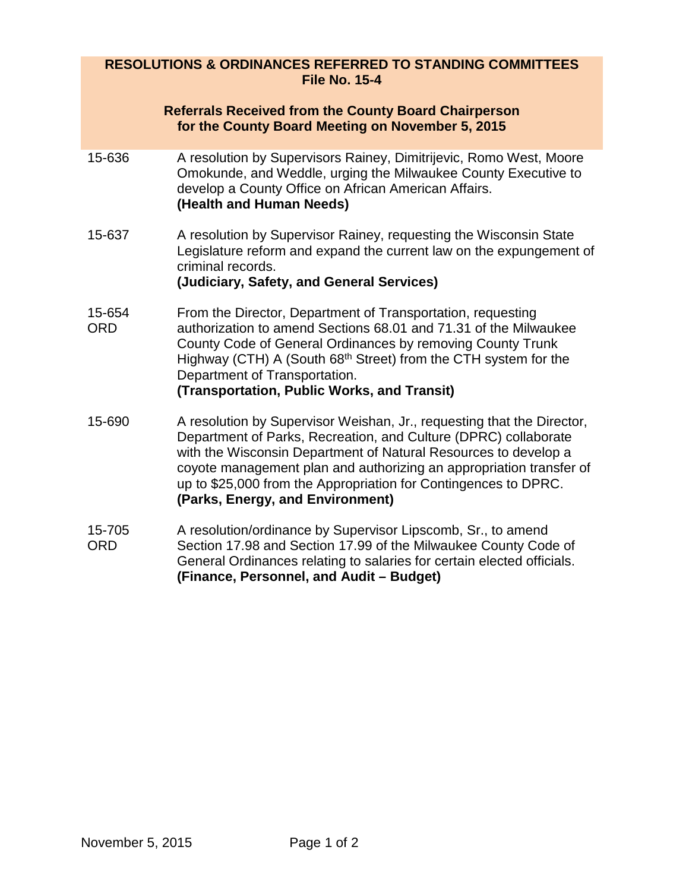**RESOLUTIONS & ORDINANCES REFERRED TO STANDING COMMITTEES**
**File No. 15-4**

**Referrals Received from the County Board Chairperson for the County Board Meeting on November 5, 2015**

| | |
|---|---|
| 15-636 | A resolution by Supervisors Rainey, Dimitrijevic, Romo West, Moore Omokunde, and Weddle, urging the Milwaukee County Executive to develop a County Office on African American Affairs. **(Health and Human Needs)** |
| 15-637 | A resolution by Supervisor Rainey, requesting the Wisconsin State Legislature reform and expand the current law on the expungement of criminal records. **(Judiciary, Safety, and General Services)** |
| 15-654 ORD | From the Director, Department of Transportation, requesting authorization to amend Sections 68.01 and 71.31 of the Milwaukee County Code of General Ordinances by removing County Trunk Highway (CTH) A (South 68th Street) from the CTH system for the Department of Transportation. **(Transportation, Public Works, and Transit)** |
| 15-690 | A resolution by Supervisor Weishan, Jr., requesting that the Director, Department of Parks, Recreation, and Culture (DPRC) collaborate with the Wisconsin Department of Natural Resources to develop a coyote management plan and authorizing an appropriation transfer of up to $25,000 from the Appropriation for Contingences to DPRC. **(Parks, Energy, and Environment)** |
| 15-705 ORD | A resolution/ordinance by Supervisor Lipscomb, Sr., to amend Section 17.98 and Section 17.99 of the Milwaukee County Code of General Ordinances relating to salaries for certain elected officials. **(Finance, Personnel, and Audit – Budget)** |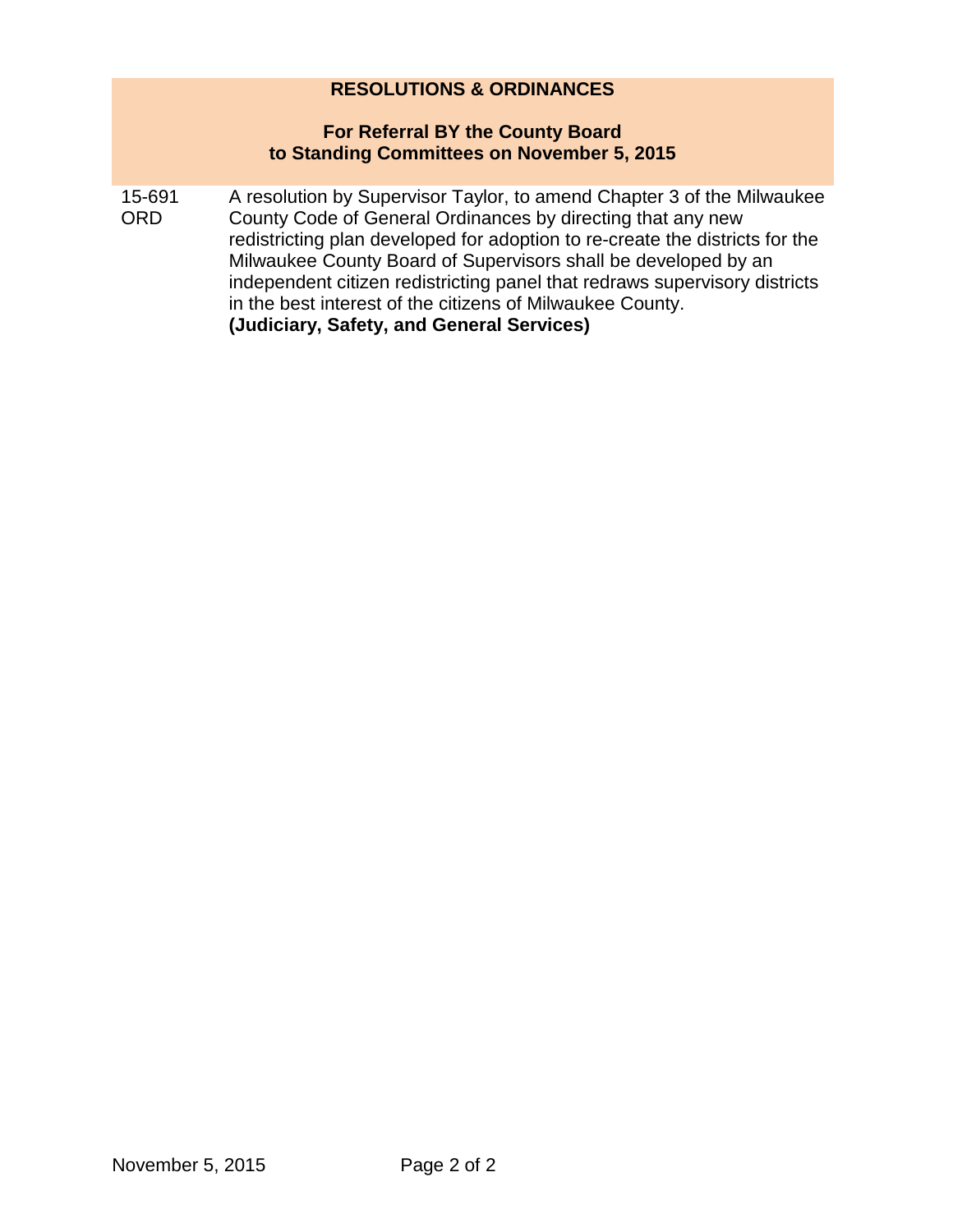## RESOLUTIONS & ORDINANCES

### For Referral BY the County Board to Standing Committees on November 5, 2015

| | |
|---|---|
| 15-691 ORD | A resolution by Supervisor Taylor, to amend Chapter 3 of the Milwaukee County Code of General Ordinances by directing that any new redistricting plan developed for adoption to re-create the districts for the Milwaukee County Board of Supervisors shall be developed by an independent citizen redistricting panel that redraws supervisory districts in the best interest of the citizens of Milwaukee County. **(Judiciary, Safety, and General Services)** |